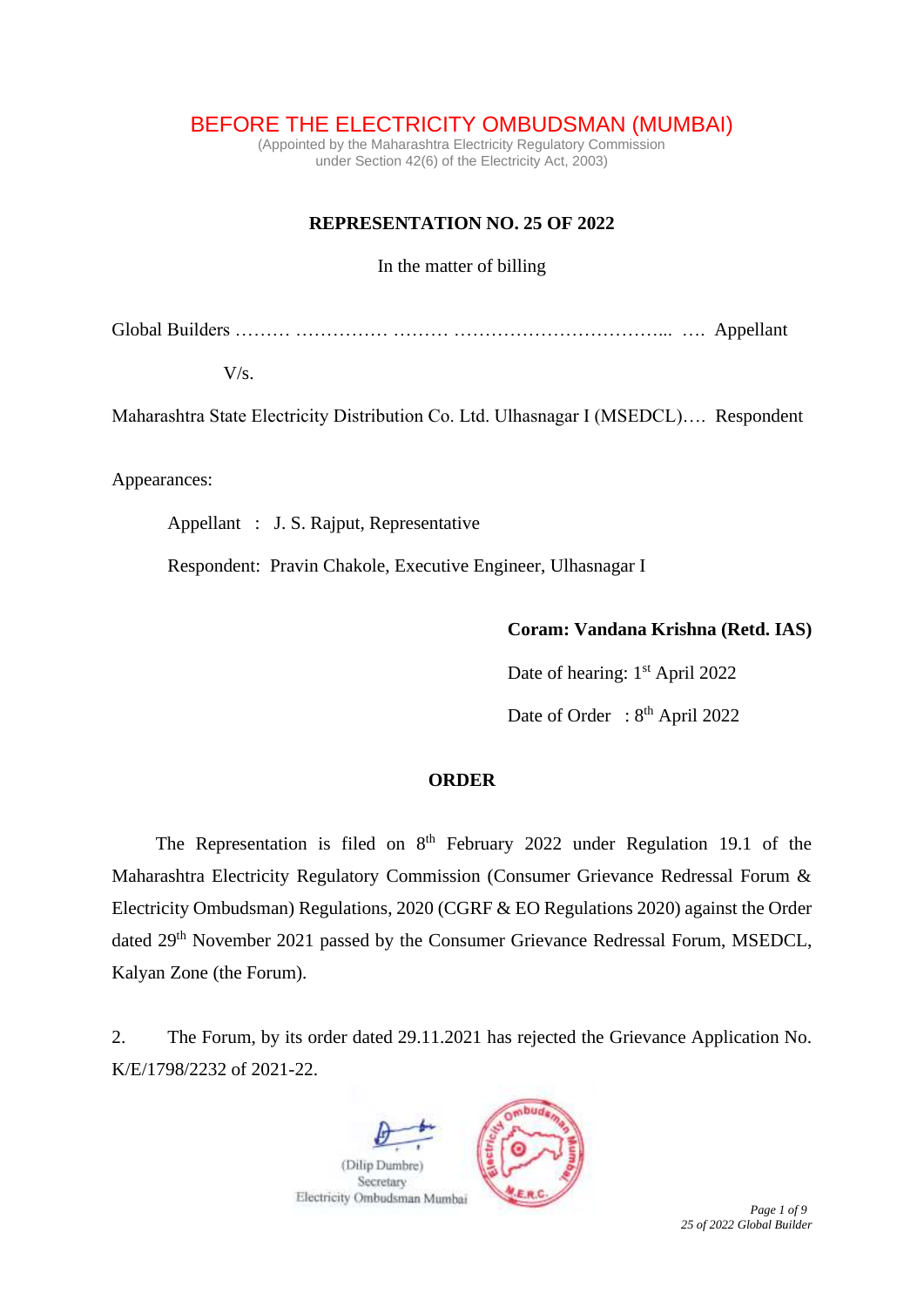# BEFORE THE ELECTRICITY OMBUDSMAN (MUMBAI)

(Appointed by the Maharashtra Electricity Regulatory Commission under Section 42(6) of the Electricity Act, 2003)

**REPRESENTATION NO. 25 OF 2022**

In the matter of billing

Global Builders ……… …………… ……… ……………………………... …. Appellant

V/s.

Maharashtra State Electricity Distribution Co. Ltd. Ulhasnagar I (MSEDCL)…. Respondent

Appearances:

Appellant : J. S. Rajput, Representative

Respondent: Pravin Chakole, Executive Engineer, Ulhasnagar I

**Coram: Vandana Krishna (Retd. IAS)**

Date of hearing: 1st April 2022

Date of Order : 8th April 2022

**ORDER**

The Representation is filed on 8th February 2022 under Regulation 19.1 of the Maharashtra Electricity Regulatory Commission (Consumer Grievance Redressal Forum & Electricity Ombudsman) Regulations, 2020 (CGRF & EO Regulations 2020) against the Order dated 29th November 2021 passed by the Consumer Grievance Redressal Forum, MSEDCL, Kalyan Zone (the Forum).

2. The Forum, by its order dated 29.11.2021 has rejected the Grievance Application No. K/E/1798/2232 of 2021-22.

(Dilip Dumbre)
Secretary
Electricity Ombudsman Mumbai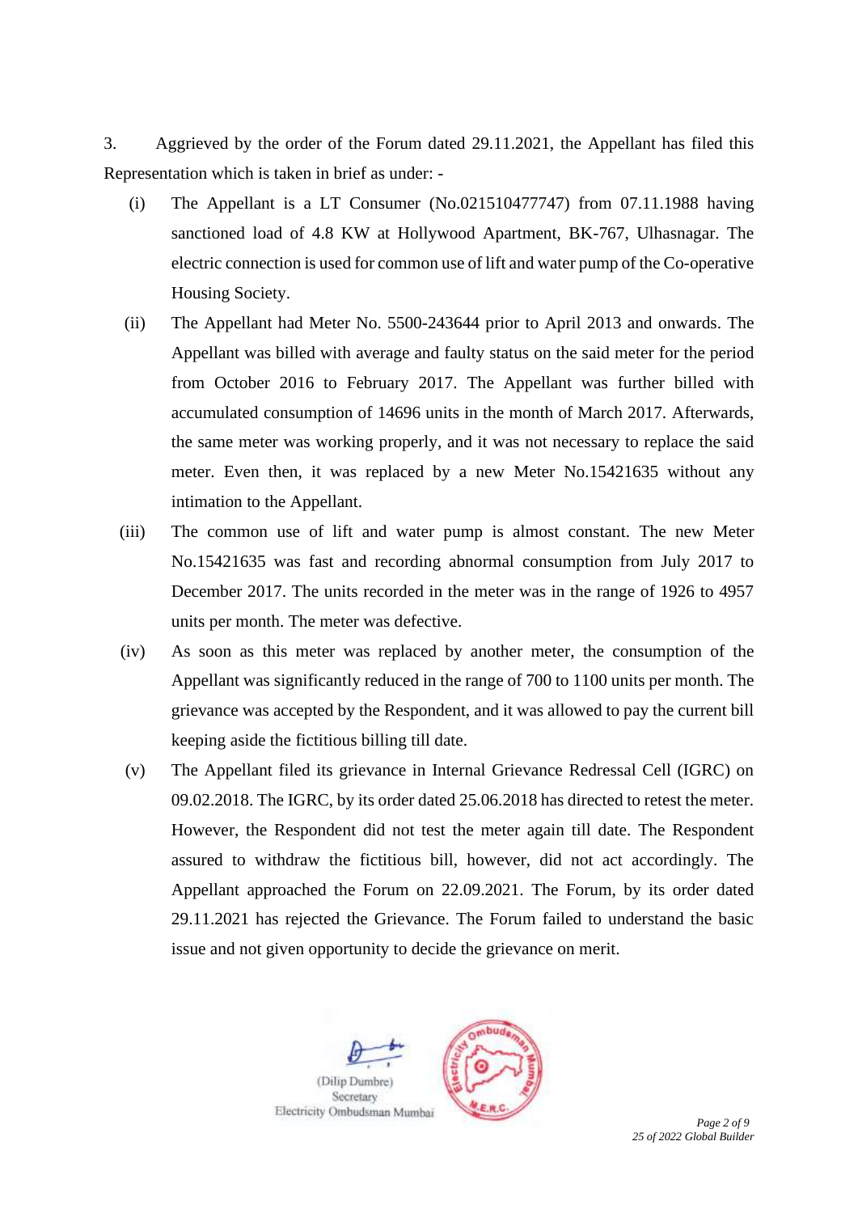3. Aggrieved by the order of the Forum dated 29.11.2021, the Appellant has filed this Representation which is taken in brief as under: -

(i) The Appellant is a LT Consumer (No.021510477747) from 07.11.1988 having sanctioned load of 4.8 KW at Hollywood Apartment, BK-767, Ulhasnagar. The electric connection is used for common use of lift and water pump of the Co-operative Housing Society.

(ii) The Appellant had Meter No. 5500-243644 prior to April 2013 and onwards. The Appellant was billed with average and faulty status on the said meter for the period from October 2016 to February 2017. The Appellant was further billed with accumulated consumption of 14696 units in the month of March 2017. Afterwards, the same meter was working properly, and it was not necessary to replace the said meter. Even then, it was replaced by a new Meter No.15421635 without any intimation to the Appellant.

(iii) The common use of lift and water pump is almost constant. The new Meter No.15421635 was fast and recording abnormal consumption from July 2017 to December 2017. The units recorded in the meter was in the range of 1926 to 4957 units per month. The meter was defective.

(iv) As soon as this meter was replaced by another meter, the consumption of the Appellant was significantly reduced in the range of 700 to 1100 units per month. The grievance was accepted by the Respondent, and it was allowed to pay the current bill keeping aside the fictitious billing till date.

(v) The Appellant filed its grievance in Internal Grievance Redressal Cell (IGRC) on 09.02.2018. The IGRC, by its order dated 25.06.2018 has directed to retest the meter. However, the Respondent did not test the meter again till date. The Respondent assured to withdraw the fictitious bill, however, did not act accordingly. The Appellant approached the Forum on 22.09.2021. The Forum, by its order dated 29.11.2021 has rejected the Grievance. The Forum failed to understand the basic issue and not given opportunity to decide the grievance on merit.

(Dilip Dumbre)
Secretary
Electricity Ombudsman Mumbai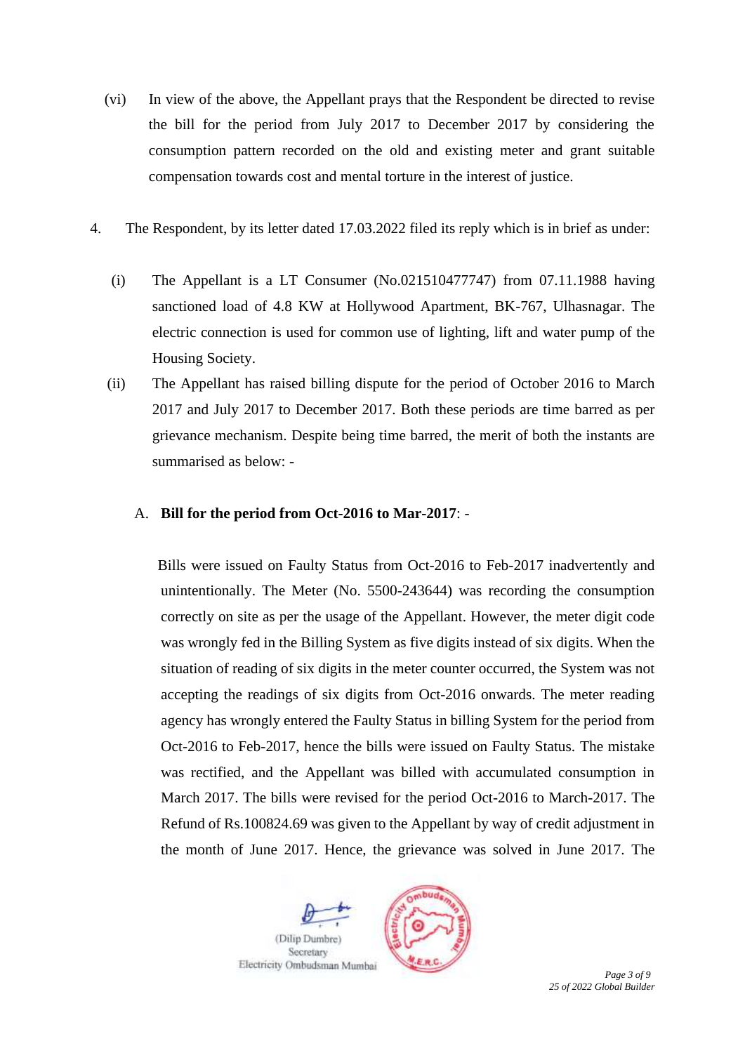(vi) In view of the above, the Appellant prays that the Respondent be directed to revise the bill for the period from July 2017 to December 2017 by considering the consumption pattern recorded on the old and existing meter and grant suitable compensation towards cost and mental torture in the interest of justice.

4. The Respondent, by its letter dated 17.03.2022 filed its reply which is in brief as under:

(i) The Appellant is a LT Consumer (No.021510477747) from 07.11.1988 having sanctioned load of 4.8 KW at Hollywood Apartment, BK-767, Ulhasnagar. The electric connection is used for common use of lighting, lift and water pump of the Housing Society.

(ii) The Appellant has raised billing dispute for the period of October 2016 to March 2017 and July 2017 to December 2017. Both these periods are time barred as per grievance mechanism. Despite being time barred, the merit of both the instants are summarised as below: -

A. **Bill for the period from Oct-2016 to Mar-2017**: -

Bills were issued on Faulty Status from Oct-2016 to Feb-2017 inadvertently and unintentionally. The Meter (No. 5500-243644) was recording the consumption correctly on site as per the usage of the Appellant. However, the meter digit code was wrongly fed in the Billing System as five digits instead of six digits. When the situation of reading of six digits in the meter counter occurred, the System was not accepting the readings of six digits from Oct-2016 onwards. The meter reading agency has wrongly entered the Faulty Status in billing System for the period from Oct-2016 to Feb-2017, hence the bills were issued on Faulty Status. The mistake was rectified, and the Appellant was billed with accumulated consumption in March 2017. The bills were revised for the period Oct-2016 to March-2017. The Refund of Rs.100824.69 was given to the Appellant by way of credit adjustment in the month of June 2017. Hence, the grievance was solved in June 2017. The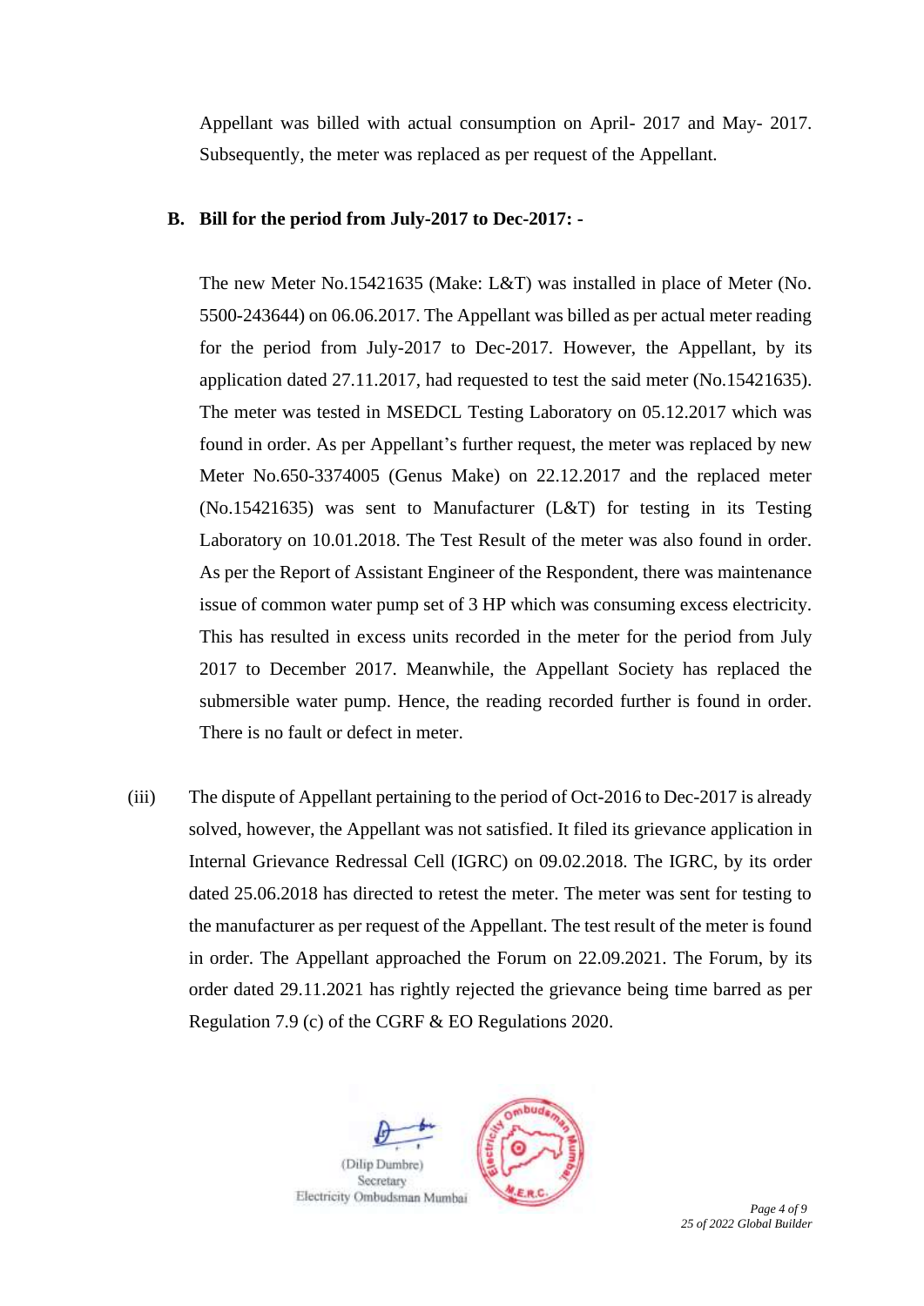Appellant was billed with actual consumption on April- 2017 and May- 2017. Subsequently, the meter was replaced as per request of the Appellant.

**B. Bill for the period from July-2017 to Dec-2017: -**

The new Meter No.15421635 (Make: L&T) was installed in place of Meter (No. 5500-243644) on 06.06.2017. The Appellant was billed as per actual meter reading for the period from July-2017 to Dec-2017. However, the Appellant, by its application dated 27.11.2017, had requested to test the said meter (No.15421635). The meter was tested in MSEDCL Testing Laboratory on 05.12.2017 which was found in order. As per Appellant's further request, the meter was replaced by new Meter No.650-3374005 (Genus Make) on 22.12.2017 and the replaced meter (No.15421635) was sent to Manufacturer (L&T) for testing in its Testing Laboratory on 10.01.2018. The Test Result of the meter was also found in order. As per the Report of Assistant Engineer of the Respondent, there was maintenance issue of common water pump set of 3 HP which was consuming excess electricity. This has resulted in excess units recorded in the meter for the period from July 2017 to December 2017. Meanwhile, the Appellant Society has replaced the submersible water pump. Hence, the reading recorded further is found in order. There is no fault or defect in meter.

(iii) The dispute of Appellant pertaining to the period of Oct-2016 to Dec-2017 is already solved, however, the Appellant was not satisfied. It filed its grievance application in Internal Grievance Redressal Cell (IGRC) on 09.02.2018. The IGRC, by its order dated 25.06.2018 has directed to retest the meter. The meter was sent for testing to the manufacturer as per request of the Appellant. The test result of the meter is found in order. The Appellant approached the Forum on 22.09.2021. The Forum, by its order dated 29.11.2021 has rightly rejected the grievance being time barred as per Regulation 7.9 (c) of the CGRF & EO Regulations 2020.

(Dilip Dumbre)
Secretary
Electricity Ombudsman Mumbai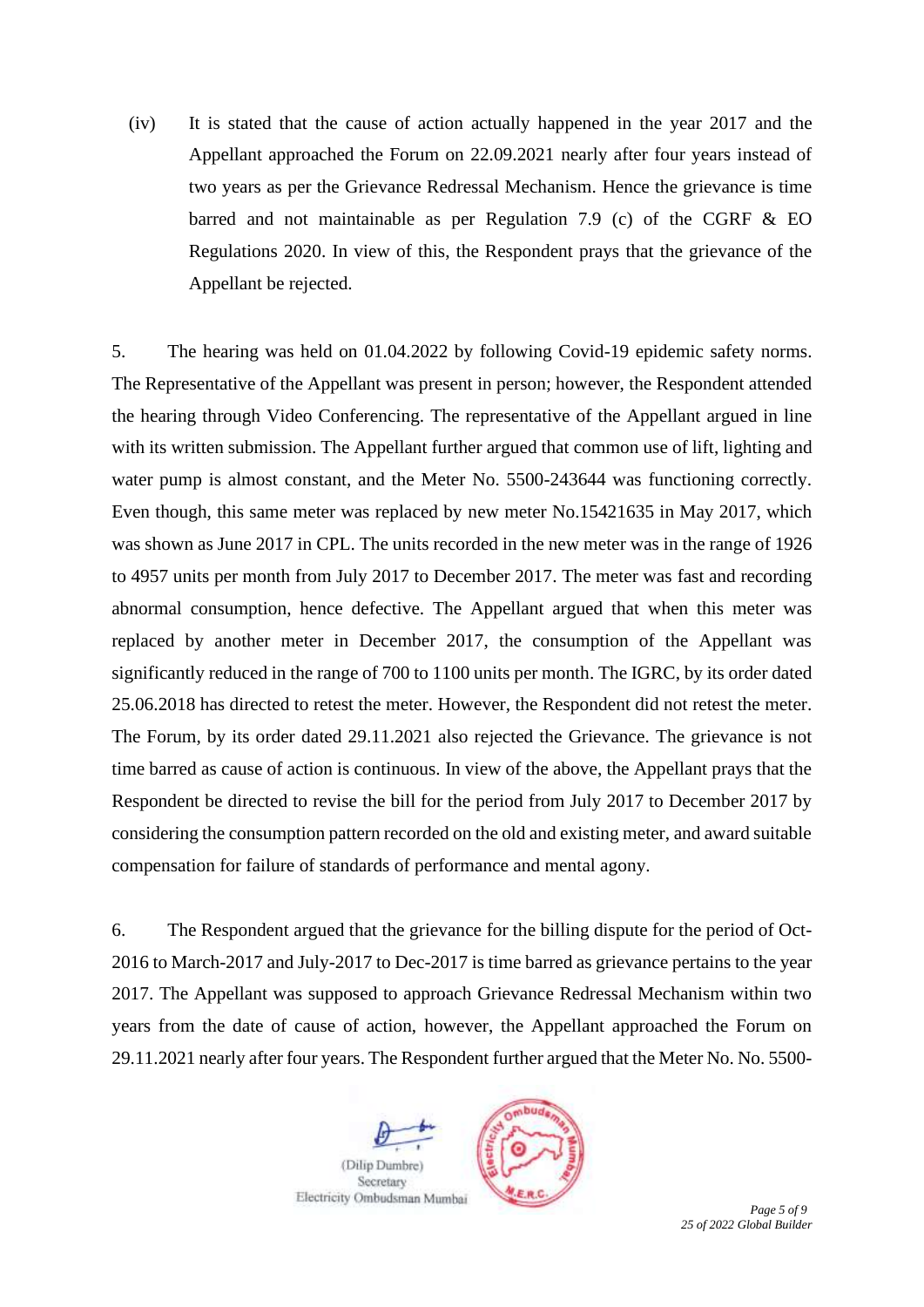(iv) It is stated that the cause of action actually happened in the year 2017 and the Appellant approached the Forum on 22.09.2021 nearly after four years instead of two years as per the Grievance Redressal Mechanism. Hence the grievance is time barred and not maintainable as per Regulation 7.9 (c) of the CGRF & EO Regulations 2020. In view of this, the Respondent prays that the grievance of the Appellant be rejected.

5. The hearing was held on 01.04.2022 by following Covid-19 epidemic safety norms. The Representative of the Appellant was present in person; however, the Respondent attended the hearing through Video Conferencing. The representative of the Appellant argued in line with its written submission. The Appellant further argued that common use of lift, lighting and water pump is almost constant, and the Meter No. 5500-243644 was functioning correctly. Even though, this same meter was replaced by new meter No.15421635 in May 2017, which was shown as June 2017 in CPL. The units recorded in the new meter was in the range of 1926 to 4957 units per month from July 2017 to December 2017. The meter was fast and recording abnormal consumption, hence defective. The Appellant argued that when this meter was replaced by another meter in December 2017, the consumption of the Appellant was significantly reduced in the range of 700 to 1100 units per month. The IGRC, by its order dated 25.06.2018 has directed to retest the meter. However, the Respondent did not retest the meter. The Forum, by its order dated 29.11.2021 also rejected the Grievance. The grievance is not time barred as cause of action is continuous. In view of the above, the Appellant prays that the Respondent be directed to revise the bill for the period from July 2017 to December 2017 by considering the consumption pattern recorded on the old and existing meter, and award suitable compensation for failure of standards of performance and mental agony.

6. The Respondent argued that the grievance for the billing dispute for the period of Oct-2016 to March-2017 and July-2017 to Dec-2017 is time barred as grievance pertains to the year 2017. The Appellant was supposed to approach Grievance Redressal Mechanism within two years from the date of cause of action, however, the Appellant approached the Forum on 29.11.2021 nearly after four years. The Respondent further argued that the Meter No. No. 5500-

(Dilip Dumbre)
Secretary
Electricity Ombudsman Mumbai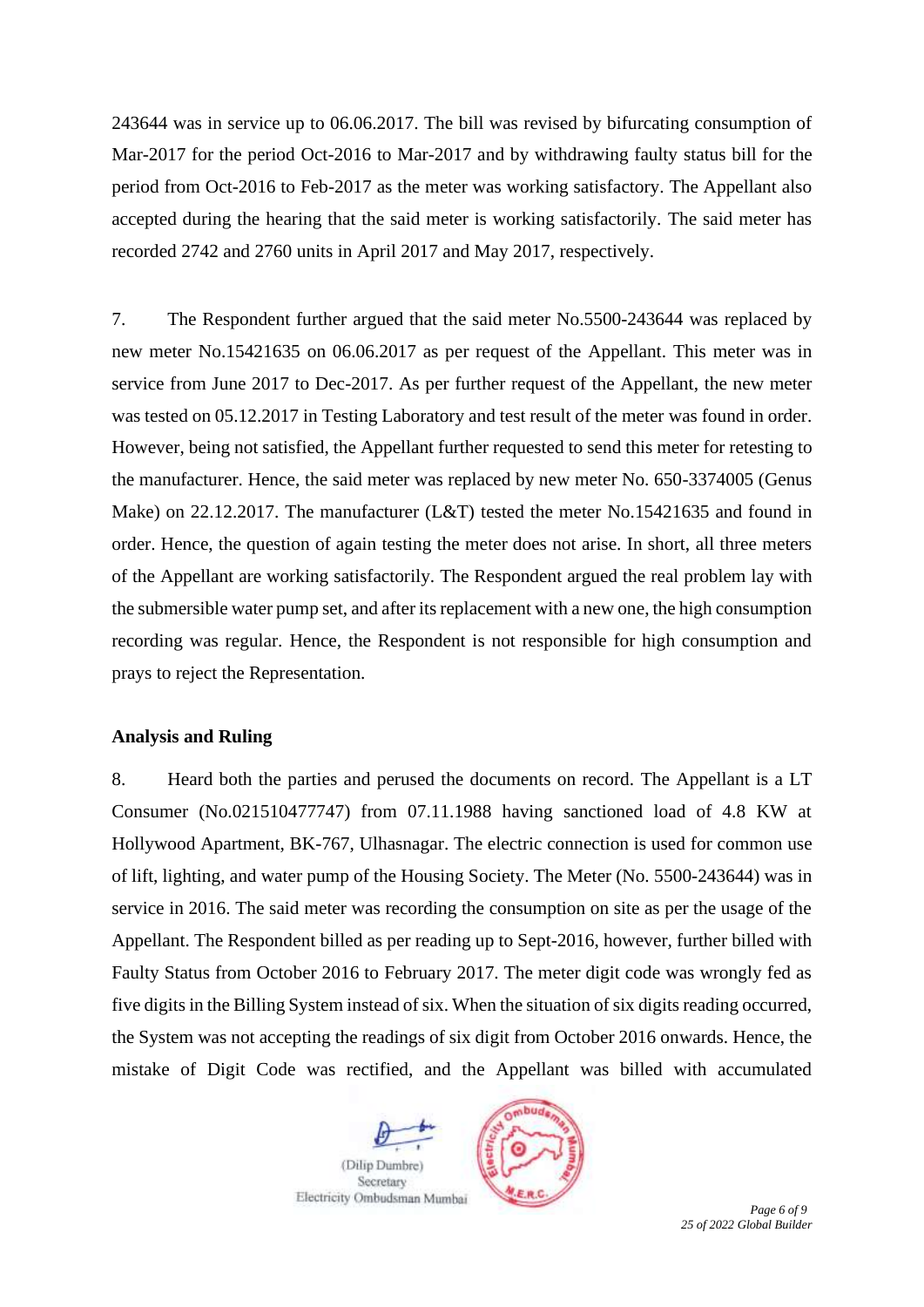243644 was in service up to 06.06.2017. The bill was revised by bifurcating consumption of Mar-2017 for the period Oct-2016 to Mar-2017 and by withdrawing faulty status bill for the period from Oct-2016 to Feb-2017 as the meter was working satisfactory. The Appellant also accepted during the hearing that the said meter is working satisfactorily. The said meter has recorded 2742 and 2760 units in April 2017 and May 2017, respectively.

7. The Respondent further argued that the said meter No.5500-243644 was replaced by new meter No.15421635 on 06.06.2017 as per request of the Appellant. This meter was in service from June 2017 to Dec-2017. As per further request of the Appellant, the new meter was tested on 05.12.2017 in Testing Laboratory and test result of the meter was found in order. However, being not satisfied, the Appellant further requested to send this meter for retesting to the manufacturer. Hence, the said meter was replaced by new meter No. 650-3374005 (Genus Make) on 22.12.2017. The manufacturer (L&T) tested the meter No.15421635 and found in order. Hence, the question of again testing the meter does not arise. In short, all three meters of the Appellant are working satisfactorily. The Respondent argued the real problem lay with the submersible water pump set, and after its replacement with a new one, the high consumption recording was regular. Hence, the Respondent is not responsible for high consumption and prays to reject the Representation.

**Analysis and Ruling**

8. Heard both the parties and perused the documents on record. The Appellant is a LT Consumer (No.021510477747) from 07.11.1988 having sanctioned load of 4.8 KW at Hollywood Apartment, BK-767, Ulhasnagar. The electric connection is used for common use of lift, lighting, and water pump of the Housing Society. The Meter (No. 5500-243644) was in service in 2016. The said meter was recording the consumption on site as per the usage of the Appellant. The Respondent billed as per reading up to Sept-2016, however, further billed with Faulty Status from October 2016 to February 2017. The meter digit code was wrongly fed as five digits in the Billing System instead of six. When the situation of six digits reading occurred, the System was not accepting the readings of six digit from October 2016 onwards. Hence, the mistake of Digit Code was rectified, and the Appellant was billed with accumulated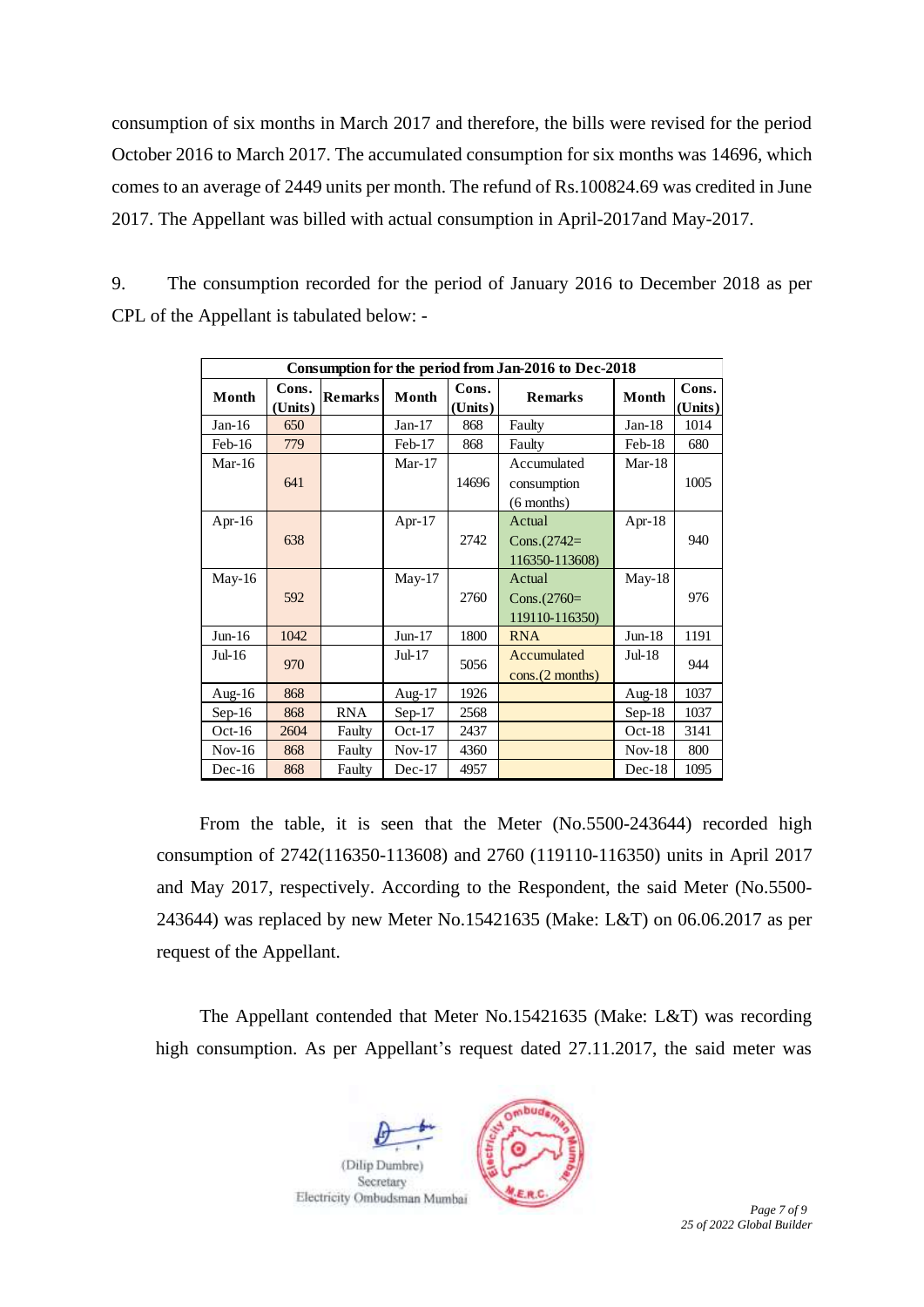consumption of six months in March 2017 and therefore, the bills were revised for the period October 2016 to March 2017. The accumulated consumption for six months was 14696, which comes to an average of 2449 units per month. The refund of Rs.100824.69 was credited in June 2017. The Appellant was billed with actual consumption in April-2017and May-2017.

9. The consumption recorded for the period of January 2016 to December 2018 as per CPL of the Appellant is tabulated below: -

| Consumption for the period from Jan-2016 to Dec-2018 | | | | | | | |
|---|---|---|---|---|---|---|---|
| **Month** | **Cons. (Units)** | **Remarks** | **Month** | **Cons. (Units)** | **Remarks** | **Month** | **Cons. (Units)** |
| Jan-16 | 650 | | Jan-17 | 868 | Faulty | Jan-18 | 1014 |
| Feb-16 | 779 | | Feb-17 | 868 | Faulty | Feb-18 | 680 |
| Mar-16 | 641 | | Mar-17 | 14696 | Accumulated consumption (6 months) | Mar-18 | 1005 |
| Apr-16 | 638 | | Apr-17 | 2742 | Actual Cons.(2742= 116350-113608) | Apr-18 | 940 |
| May-16 | 592 | | May-17 | 2760 | Actual Cons.(2760= 119110-116350) | May-18 | 976 |
| Jun-16 | 1042 | | Jun-17 | 1800 | RNA | Jun-18 | 1191 |
| Jul-16 | 970 | | Jul-17 | 5056 | Accumulated cons.(2 months) | Jul-18 | 944 |
| Aug-16 | 868 | | Aug-17 | 1926 | | Aug-18 | 1037 |
| Sep-16 | 868 | RNA | Sep-17 | 2568 | | Sep-18 | 1037 |
| Oct-16 | 2604 | Faulty | Oct-17 | 2437 | | Oct-18 | 3141 |
| Nov-16 | 868 | Faulty | Nov-17 | 4360 | | Nov-18 | 800 |
| Dec-16 | 868 | Faulty | Dec-17 | 4957 | | Dec-18 | 1095 |

From the table, it is seen that the Meter (No.5500-243644) recorded high consumption of 2742(116350-113608) and 2760 (119110-116350) units in April 2017 and May 2017, respectively. According to the Respondent, the said Meter (No.5500-243644) was replaced by new Meter No.15421635 (Make: L&T) on 06.06.2017 as per request of the Appellant.

The Appellant contended that Meter No.15421635 (Make: L&T) was recording high consumption. As per Appellant's request dated 27.11.2017, the said meter was

(Dilip Dumbre)
Secretary
Electricity Ombudsman Mumbai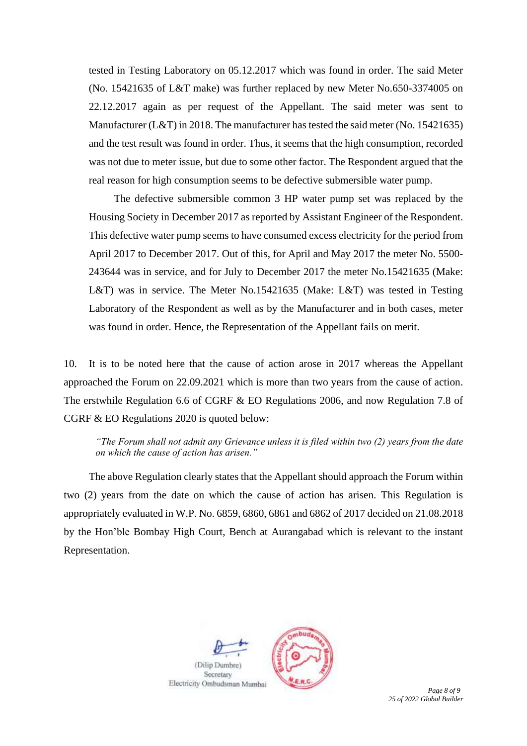tested in Testing Laboratory on 05.12.2017 which was found in order. The said Meter (No. 15421635 of L&T make) was further replaced by new Meter No.650-3374005 on 22.12.2017 again as per request of the Appellant. The said meter was sent to Manufacturer (L&T) in 2018. The manufacturer has tested the said meter (No. 15421635) and the test result was found in order. Thus, it seems that the high consumption, recorded was not due to meter issue, but due to some other factor. The Respondent argued that the real reason for high consumption seems to be defective submersible water pump.

The defective submersible common 3 HP water pump set was replaced by the Housing Society in December 2017 as reported by Assistant Engineer of the Respondent. This defective water pump seems to have consumed excess electricity for the period from April 2017 to December 2017. Out of this, for April and May 2017 the meter No. 5500-243644 was in service, and for July to December 2017 the meter No.15421635 (Make: L&T) was in service. The Meter No.15421635 (Make: L&T) was tested in Testing Laboratory of the Respondent as well as by the Manufacturer and in both cases, meter was found in order. Hence, the Representation of the Appellant fails on merit.

10. It is to be noted here that the cause of action arose in 2017 whereas the Appellant approached the Forum on 22.09.2021 which is more than two years from the cause of action. The erstwhile Regulation 6.6 of CGRF & EO Regulations 2006, and now Regulation 7.8 of CGRF & EO Regulations 2020 is quoted below:

> *"The Forum shall not admit any Grievance unless it is filed within two (2) years from the date on which the cause of action has arisen."*

The above Regulation clearly states that the Appellant should approach the Forum within two (2) years from the date on which the cause of action has arisen. This Regulation is appropriately evaluated in W.P. No. 6859, 6860, 6861 and 6862 of 2017 decided on 21.08.2018 by the Hon'ble Bombay High Court, Bench at Aurangabad which is relevant to the instant Representation.

(Dilip Dumbre)
Secretary
Electricity Ombudsman Mumbai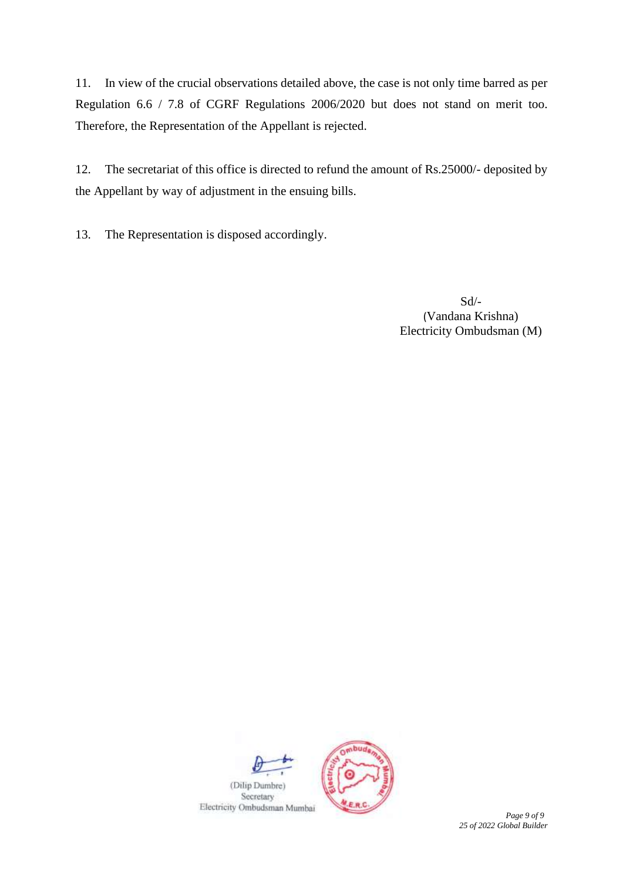11. In view of the crucial observations detailed above, the case is not only time barred as per Regulation 6.6 / 7.8 of CGRF Regulations 2006/2020 but does not stand on merit too. Therefore, the Representation of the Appellant is rejected.

12. The secretariat of this office is directed to refund the amount of Rs.25000/- deposited by the Appellant by way of adjustment in the ensuing bills.

13. The Representation is disposed accordingly.

Sd/-
(Vandana Krishna)
Electricity Ombudsman (M)

(Dilip Dumbre)
Secretary
Electricity Ombudsman Mumbai